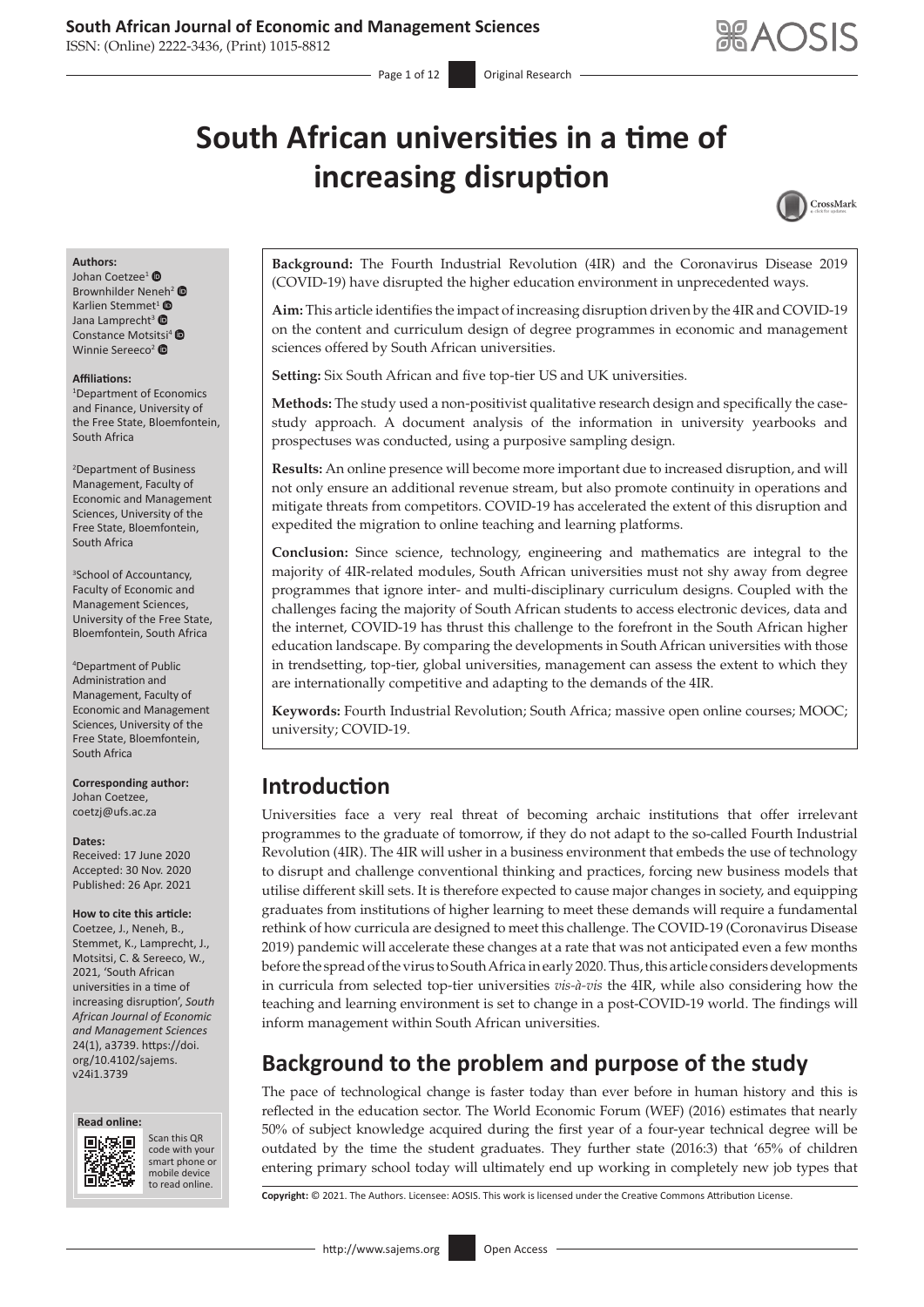# South African universities in a time of increasing disruption

**Authors:**
Johan Coetzee[1]
Brownhilder Neneh[2]
Karlien Stemmet[1]
Jana Lamprecht[3]
Constance Motsitsi[4]
Winnie Sereeco[2]

**Affiliations:**
[1]Department of Economics and Finance, University of the Free State, Bloemfontein, South Africa

[2]Department of Business Management, Faculty of Economic and Management Sciences, University of the Free State, Bloemfontein, South Africa

[3]School of Accountancy, Faculty of Economic and Management Sciences, University of the Free State, Bloemfontein, South Africa

[4]Department of Public Administration and Management, Faculty of Economic and Management Sciences, University of the Free State, Bloemfontein, South Africa

**Corresponding author:**
Johan Coetzee,
coetzj@ufs.ac.za

**Dates:**
Received: 17 June 2020
Accepted: 30 Nov. 2020
Published: 26 Apr. 2021

**How to cite this article:**
Coetzee, J., Neneh, B., Stemmet, K., Lamprecht, J., Motsitsi, C. & Sereeco, W., 2021, 'South African universities in a time of increasing disruption', *South African Journal of Economic and Management Sciences* 24(1), a3739. https://doi.org/10.4102/sajems.v24i1.3739

**Read online:**
Scan this QR code with your smart phone or mobile device to read online.

**Background:** The Fourth Industrial Revolution (4IR) and the Coronavirus Disease 2019 (COVID-19) have disrupted the higher education environment in unprecedented ways.

**Aim:** This article identifies the impact of increasing disruption driven by the 4IR and COVID-19 on the content and curriculum design of degree programmes in economic and management sciences offered by South African universities.

**Setting:** Six South African and five top-tier US and UK universities.

**Methods:** The study used a non-positivist qualitative research design and specifically the case-study approach. A document analysis of the information in university yearbooks and prospectuses was conducted, using a purposive sampling design.

**Results:** An online presence will become more important due to increased disruption, and will not only ensure an additional revenue stream, but also promote continuity in operations and mitigate threats from competitors. COVID-19 has accelerated the extent of this disruption and expedited the migration to online teaching and learning platforms.

**Conclusion:** Since science, technology, engineering and mathematics are integral to the majority of 4IR-related modules, South African universities must not shy away from degree programmes that ignore inter- and multi-disciplinary curriculum designs. Coupled with the challenges facing the majority of South African students to access electronic devices, data and the internet, COVID-19 has thrust this challenge to the forefront in the South African higher education landscape. By comparing the developments in South African universities with those in trendsetting, top-tier, global universities, management can assess the extent to which they are internationally competitive and adapting to the demands of the 4IR.

**Keywords:** Fourth Industrial Revolution; South Africa; massive open online courses; MOOC; university; COVID-19.

## Introduction

Universities face a very real threat of becoming archaic institutions that offer irrelevant programmes to the graduate of tomorrow, if they do not adapt to the so-called Fourth Industrial Revolution (4IR). The 4IR will usher in a business environment that embeds the use of technology to disrupt and challenge conventional thinking and practices, forcing new business models that utilise different skill sets. It is therefore expected to cause major changes in society, and equipping graduates from institutions of higher learning to meet these demands will require a fundamental rethink of how curricula are designed to meet this challenge. The COVID-19 (Coronavirus Disease 2019) pandemic will accelerate these changes at a rate that was not anticipated even a few months before the spread of the virus to South Africa in early 2020. Thus, this article considers developments in curricula from selected top-tier universities *vis-à-vis* the 4IR, while also considering how the teaching and learning environment is set to change in a post-COVID-19 world. The findings will inform management within South African universities.

## Background to the problem and purpose of the study

The pace of technological change is faster today than ever before in human history and this is reflected in the education sector. The World Economic Forum (WEF) (2016) estimates that nearly 50% of subject knowledge acquired during the first year of a four-year technical degree will be outdated by the time the student graduates. They further state (2016:3) that '65% of children entering primary school today will ultimately end up working in completely new job types that

**Copyright:** © 2021. The Authors. Licensee: AOSIS. This work is licensed under the Creative Commons Attribution License.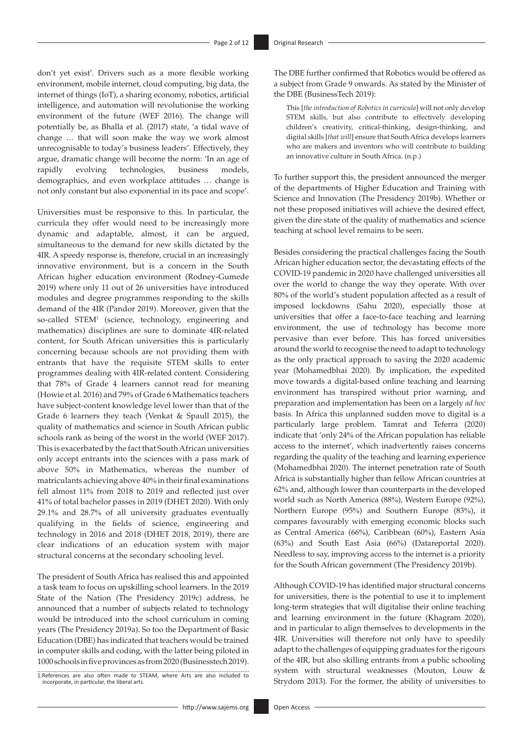don't yet exist'. Drivers such as a more flexible working environment, mobile internet, cloud computing, big data, the internet of things (IoT), a sharing economy, robotics, artificial intelligence, and automation will revolutionise the working environment of the future (WEF 2016). The change will potentially be, as Bhalla et al. (2017) state, 'a tidal wave of change … that will soon make the way we work almost unrecognisable to today's business leaders'. Effectively, they argue, dramatic change will become the norm: 'In an age of rapidly evolving technologies, business models, demographics, and even workplace attitudes … change is not only constant but also exponential in its pace and scope'.

Universities must be responsive to this. In particular, the curricula they offer would need to be increasingly more dynamic and adaptable, almost, it can be argued, simultaneous to the demand for new skills dictated by the 4IR. A speedy response is, therefore, crucial in an increasingly innovative environment, but is a concern in the South African higher education environment (Rodney-Gumede 2019) where only 11 out of 26 universities have introduced modules and degree programmes responding to the skills demand of the 4IR (Pandor 2019). Moreover, given that the so-called STEM[1] (science, technology, engineering and mathematics) disciplines are sure to dominate 4IR-related content, for South African universities this is particularly concerning because schools are not providing them with entrants that have the requisite STEM skills to enter programmes dealing with 4IR-related content. Considering that 78% of Grade 4 learners cannot read for meaning (Howie et al. 2016) and 79% of Grade 6 Mathematics teachers have subject-content knowledge level lower than that of the Grade 6 learners they teach (Venkat & Spaull 2015), the quality of mathematics and science in South African public schools rank as being of the worst in the world (WEF 2017). This is exacerbated by the fact that South African universities only accept entrants into the sciences with a pass mark of above 50% in Mathematics, whereas the number of matriculants achieving above 40% in their final examinations fell almost 11% from 2018 to 2019 and reflected just over 41% of total bachelor passes in 2019 (DHET 2020). With only 29.1% and 28.7% of all university graduates eventually qualifying in the fields of science, engineering and technology in 2016 and 2018 (DHET 2018, 2019), there are clear indications of an education system with major structural concerns at the secondary schooling level.

The president of South Africa has realised this and appointed a task team to focus on upskilling school learners. In the 2019 State of the Nation (The Presidency 2019c) address, he announced that a number of subjects related to technology would be introduced into the school curriculum in coming years (The Presidency 2019a). So too the Department of Basic Education (DBE) has indicated that teachers would be trained in computer skills and coding, with the latter being piloted in 1000 schools in five provinces as from 2020 (Businesstech 2019).

The DBE further confirmed that Robotics would be offered as a subject from Grade 9 onwards. As stated by the Minister of the DBE (BusinessTech 2019):

> This [*the introduction of Robotics in curricula*] will not only develop STEM skills, but also contribute to effectively developing children's creativity, critical-thinking, design-thinking, and digital skills [*that will*] ensure that South Africa develops learners who are makers and inventors who will contribute to building an innovative culture in South Africa. (n.p.)

To further support this, the president announced the merger of the departments of Higher Education and Training with Science and Innovation (The Presidency 2019b). Whether or not these proposed initiatives will achieve the desired effect, given the dire state of the quality of mathematics and science teaching at school level remains to be seen.

Besides considering the practical challenges facing the South African higher education sector, the devastating effects of the COVID-19 pandemic in 2020 have challenged universities all over the world to change the way they operate. With over 80% of the world's student population affected as a result of imposed lockdowns (Sahu 2020), especially those at universities that offer a face-to-face teaching and learning environment, the use of technology has become more pervasive than ever before. This has forced universities around the world to recognise the need to adapt to technology as the only practical approach to saving the 2020 academic year (Mohamedbhai 2020). By implication, the expedited move towards a digital-based online teaching and learning environment has transpired without prior warning, and preparation and implementation has been on a largely *ad hoc* basis. In Africa this unplanned sudden move to digital is a particularly large problem. Tamrat and Teferra (2020) indicate that 'only 24% of the African population has reliable access to the internet', which inadvertently raises concerns regarding the quality of the teaching and learning experience (Mohamedbhai 2020). The internet penetration rate of South Africa is substantially higher than fellow African countries at 62% and, although lower than counterparts in the developed world such as North America (88%), Western Europe (92%), Northern Europe (95%) and Southern Europe (83%), it compares favourably with emerging economic blocks such as Central America (66%), Caribbean (60%), Eastern Asia (63%) and South East Asia (66%) (Datareportal 2020). Needless to say, improving access to the internet is a priority for the South African government (The Presidency 2019b).

Although COVID-19 has identified major structural concerns for universities, there is the potential to use it to implement long-term strategies that will digitalise their online teaching and learning environment in the future (Khagram 2020), and in particular to align themselves to developments in the 4IR. Universities will therefore not only have to speedily adapt to the challenges of equipping graduates for the rigours of the 4IR, but also skilling entrants from a public schooling system with structural weaknesses (Mouton, Louw & Strydom 2013). For the former, the ability of universities to

1. References are also often made to STEAM, where Arts are also included to incorporate, in particular, the liberal arts.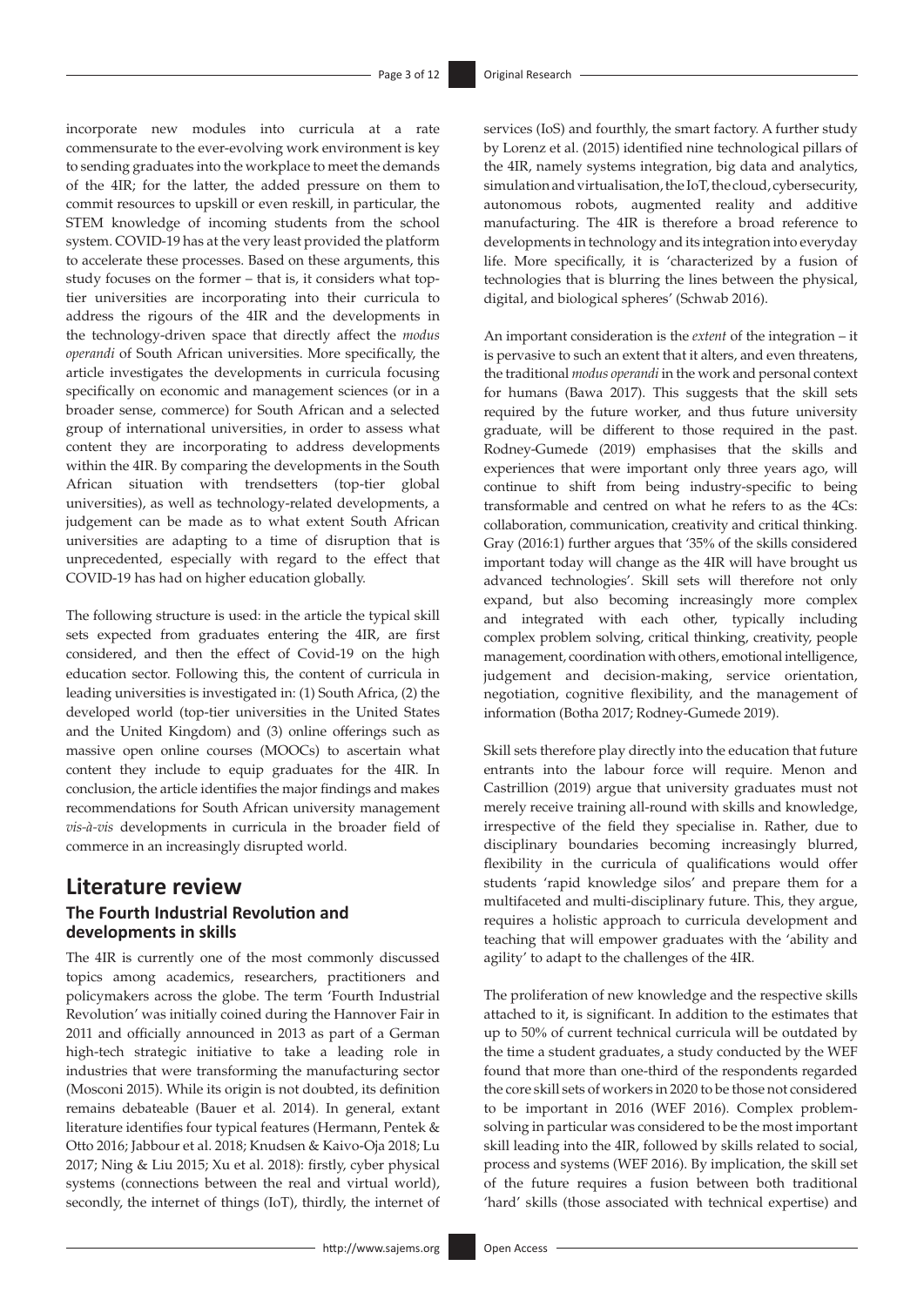incorporate new modules into curricula at a rate commensurate to the ever-evolving work environment is key to sending graduates into the workplace to meet the demands of the 4IR; for the latter, the added pressure on them to commit resources to upskill or even reskill, in particular, the STEM knowledge of incoming students from the school system. COVID-19 has at the very least provided the platform to accelerate these processes. Based on these arguments, this study focuses on the former – that is, it considers what top-tier universities are incorporating into their curricula to address the rigours of the 4IR and the developments in the technology-driven space that directly affect the *modus operandi* of South African universities. More specifically, the article investigates the developments in curricula focusing specifically on economic and management sciences (or in a broader sense, commerce) for South African and a selected group of international universities, in order to assess what content they are incorporating to address developments within the 4IR. By comparing the developments in the South African situation with trendsetters (top-tier global universities), as well as technology-related developments, a judgement can be made as to what extent South African universities are adapting to a time of disruption that is unprecedented, especially with regard to the effect that COVID-19 has had on higher education globally.

The following structure is used: in the article the typical skill sets expected from graduates entering the 4IR, are first considered, and then the effect of Covid-19 on the high education sector. Following this, the content of curricula in leading universities is investigated in: (1) South Africa, (2) the developed world (top-tier universities in the United States and the United Kingdom) and (3) online offerings such as massive open online courses (MOOCs) to ascertain what content they include to equip graduates for the 4IR. In conclusion, the article identifies the major findings and makes recommendations for South African university management *vis-à-vis* developments in curricula in the broader field of commerce in an increasingly disrupted world.

## Literature review

### The Fourth Industrial Revolution and developments in skills

The 4IR is currently one of the most commonly discussed topics among academics, researchers, practitioners and policymakers across the globe. The term 'Fourth Industrial Revolution' was initially coined during the Hannover Fair in 2011 and officially announced in 2013 as part of a German high-tech strategic initiative to take a leading role in industries that were transforming the manufacturing sector (Mosconi 2015). While its origin is not doubted, its definition remains debateable (Bauer et al. 2014). In general, extant literature identifies four typical features (Hermann, Pentek & Otto 2016; Jabbour et al. 2018; Knudsen & Kaivo-Oja 2018; Lu 2017; Ning & Liu 2015; Xu et al. 2018): firstly, cyber physical systems (connections between the real and virtual world), secondly, the internet of things (IoT), thirdly, the internet of services (IoS) and fourthly, the smart factory. A further study by Lorenz et al. (2015) identified nine technological pillars of the 4IR, namely systems integration, big data and analytics, simulation and virtualisation, the IoT, the cloud, cybersecurity, autonomous robots, augmented reality and additive manufacturing. The 4IR is therefore a broad reference to developments in technology and its integration into everyday life. More specifically, it is 'characterized by a fusion of technologies that is blurring the lines between the physical, digital, and biological spheres' (Schwab 2016).

An important consideration is the *extent* of the integration – it is pervasive to such an extent that it alters, and even threatens, the traditional *modus operandi* in the work and personal context for humans (Bawa 2017). This suggests that the skill sets required by the future worker, and thus future university graduate, will be different to those required in the past. Rodney-Gumede (2019) emphasises that the skills and experiences that were important only three years ago, will continue to shift from being industry-specific to being transformable and centred on what he refers to as the 4Cs: collaboration, communication, creativity and critical thinking. Gray (2016:1) further argues that '35% of the skills considered important today will change as the 4IR will have brought us advanced technologies'. Skill sets will therefore not only expand, but also becoming increasingly more complex and integrated with each other, typically including complex problem solving, critical thinking, creativity, people management, coordination with others, emotional intelligence, judgement and decision-making, service orientation, negotiation, cognitive flexibility, and the management of information (Botha 2017; Rodney-Gumede 2019).

Skill sets therefore play directly into the education that future entrants into the labour force will require. Menon and Castrillion (2019) argue that university graduates must not merely receive training all-round with skills and knowledge, irrespective of the field they specialise in. Rather, due to disciplinary boundaries becoming increasingly blurred, flexibility in the curricula of qualifications would offer students 'rapid knowledge silos' and prepare them for a multifaceted and multi-disciplinary future. This, they argue, requires a holistic approach to curricula development and teaching that will empower graduates with the 'ability and agility' to adapt to the challenges of the 4IR.

The proliferation of new knowledge and the respective skills attached to it, is significant. In addition to the estimates that up to 50% of current technical curricula will be outdated by the time a student graduates, a study conducted by the WEF found that more than one-third of the respondents regarded the core skill sets of workers in 2020 to be those not considered to be important in 2016 (WEF 2016). Complex problem-solving in particular was considered to be the most important skill leading into the 4IR, followed by skills related to social, process and systems (WEF 2016). By implication, the skill set of the future requires a fusion between both traditional 'hard' skills (those associated with technical expertise) and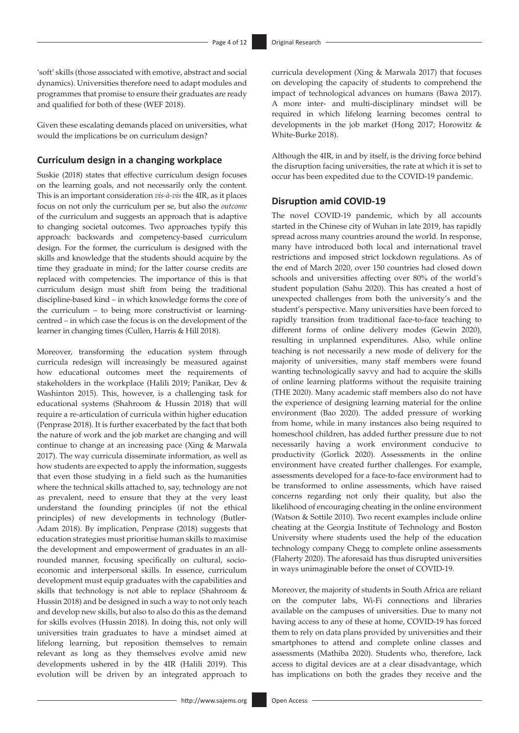'soft' skills (those associated with emotive, abstract and social dynamics). Universities therefore need to adapt modules and programmes that promise to ensure their graduates are ready and qualified for both of these (WEF 2018).

Given these escalating demands placed on universities, what would the implications be on curriculum design?

## Curriculum design in a changing workplace

Suskie (2018) states that effective curriculum design focuses on the learning goals, and not necessarily only the content. This is an important consideration *vis-à-vis* the 4IR, as it places focus on not only the curriculum per se, but also the *outcome* of the curriculum and suggests an approach that is adaptive to changing societal outcomes. Two approaches typify this approach: backwards and competency-based curriculum design. For the former, the curriculum is designed with the skills and knowledge that the students should acquire by the time they graduate in mind; for the latter course credits are replaced with competencies. The importance of this is that curriculum design must shift from being the traditional discipline-based kind – in which knowledge forms the core of the curriculum – to being more constructivist or learning-centred – in which case the focus is on the development of the learner in changing times (Cullen, Harris & Hill 2018).

Moreover, transforming the education system through curricula redesign will increasingly be measured against how educational outcomes meet the requirements of stakeholders in the workplace (Halili 2019; Panikar, Dev & Washinton 2015). This, however, is a challenging task for educational systems (Shahroom & Hussin 2018) that will require a re-articulation of curricula within higher education (Penprase 2018). It is further exacerbated by the fact that both the nature of work and the job market are changing and will continue to change at an increasing pace (Xing & Marwala 2017). The way curricula disseminate information, as well as how students are expected to apply the information, suggests that even those studying in a field such as the humanities where the technical skills attached to, say, technology are not as prevalent, need to ensure that they at the very least understand the founding principles (if not the ethical principles) of new developments in technology (Butler-Adam 2018). By implication, Penprase (2018) suggests that education strategies must prioritise human skills to maximise the development and empowerment of graduates in an all-rounded manner, focusing specifically on cultural, socio-economic and interpersonal skills. In essence, curriculum development must equip graduates with the capabilities and skills that technology is not able to replace (Shahroom & Hussin 2018) and be designed in such a way to not only teach and develop new skills, but also to also do this as the demand for skills evolves (Hussin 2018). In doing this, not only will universities train graduates to have a mindset aimed at lifelong learning, but reposition themselves to remain relevant as long as they themselves evolve amid new developments ushered in by the 4IR (Halili 2019). This evolution will be driven by an integrated approach to curricula development (Xing & Marwala 2017) that focuses on developing the capacity of students to comprehend the impact of technological advances on humans (Bawa 2017). A more inter- and multi-disciplinary mindset will be required in which lifelong learning becomes central to developments in the job market (Hong 2017; Horowitz & White-Burke 2018).

Although the 4IR, in and by itself, is the driving force behind the disruption facing universities, the rate at which it is set to occur has been expedited due to the COVID-19 pandemic.

## Disruption amid COVID-19

The novel COVID-19 pandemic, which by all accounts started in the Chinese city of Wuhan in late 2019, has rapidly spread across many countries around the world. In response, many have introduced both local and international travel restrictions and imposed strict lockdown regulations. As of the end of March 2020, over 150 countries had closed down schools and universities affecting over 80% of the world's student population (Sahu 2020). This has created a host of unexpected challenges from both the university's and the student's perspective. Many universities have been forced to rapidly transition from traditional face-to-face teaching to different forms of online delivery modes (Gewin 2020), resulting in unplanned expenditures. Also, while online teaching is not necessarily a new mode of delivery for the majority of universities, many staff members were found wanting technologically savvy and had to acquire the skills of online learning platforms without the requisite training (THE 2020). Many academic staff members also do not have the experience of designing learning material for the online environment (Bao 2020). The added pressure of working from home, while in many instances also being required to homeschool children, has added further pressure due to not necessarily having a work environment conducive to productivity (Gorlick 2020). Assessments in the online environment have created further challenges. For example, assessments developed for a face-to-face environment had to be transformed to online assessments, which have raised concerns regarding not only their quality, but also the likelihood of encouraging cheating in the online environment (Watson & Sottile 2010). Two recent examples include online cheating at the Georgia Institute of Technology and Boston University where students used the help of the education technology company Chegg to complete online assessments (Flaherty 2020). The aforesaid has thus disrupted universities in ways unimaginable before the onset of COVID-19.

Moreover, the majority of students in South Africa are reliant on the computer labs, Wi-Fi connections and libraries available on the campuses of universities. Due to many not having access to any of these at home, COVID-19 has forced them to rely on data plans provided by universities and their smartphones to attend and complete online classes and assessments (Mathiba 2020). Students who, therefore, lack access to digital devices are at a clear disadvantage, which has implications on both the grades they receive and the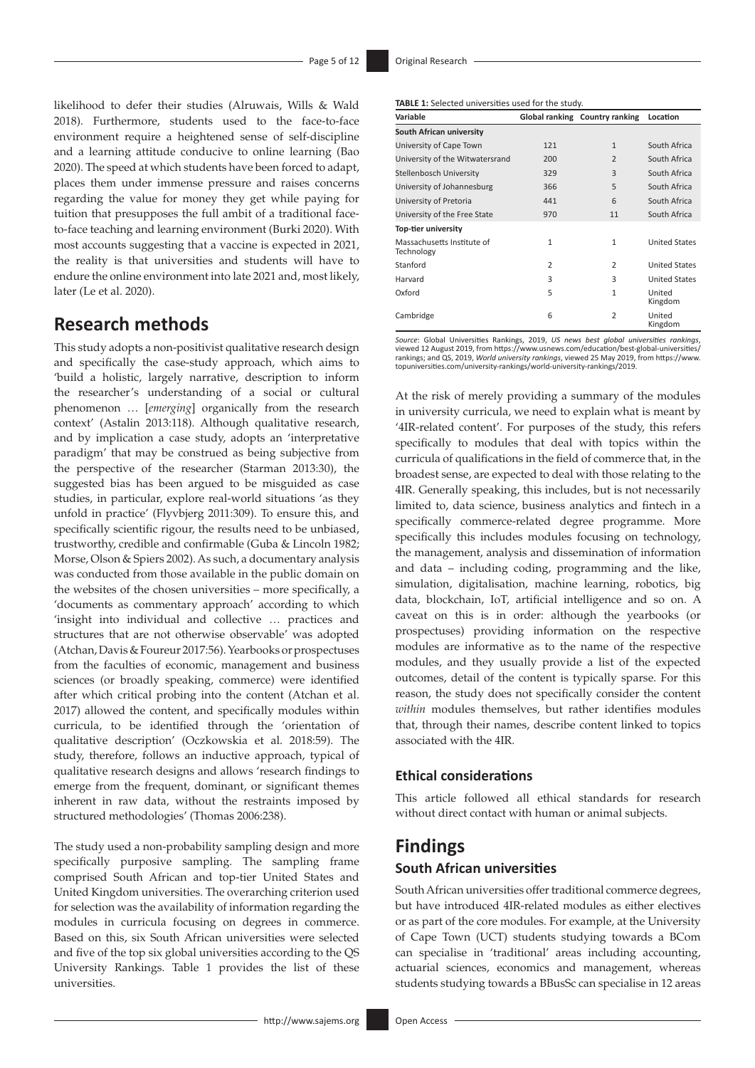likelihood to defer their studies (Alruwais, Wills & Wald 2018). Furthermore, students used to the face-to-face environment require a heightened sense of self-discipline and a learning attitude conducive to online learning (Bao 2020). The speed at which students have been forced to adapt, places them under immense pressure and raises concerns regarding the value for money they get while paying for tuition that presupposes the full ambit of a traditional face-to-face teaching and learning environment (Burki 2020). With most accounts suggesting that a vaccine is expected in 2021, the reality is that universities and students will have to endure the online environment into late 2021 and, most likely, later (Le et al. 2020).

## Research methods

This study adopts a non-positivist qualitative research design and specifically the case-study approach, which aims to 'build a holistic, largely narrative, description to inform the researcher's understanding of a social or cultural phenomenon … [*emerging*] organically from the research context' (Astalin 2013:118). Although qualitative research, and by implication a case study, adopts an 'interpretative paradigm' that may be construed as being subjective from the perspective of the researcher (Starman 2013:30), the suggested bias has been argued to be misguided as case studies, in particular, explore real-world situations 'as they unfold in practice' (Flyvbjerg 2011:309). To ensure this, and specifically scientific rigour, the results need to be unbiased, trustworthy, credible and confirmable (Guba & Lincoln 1982; Morse, Olson & Spiers 2002). As such, a documentary analysis was conducted from those available in the public domain on the websites of the chosen universities – more specifically, a 'documents as commentary approach' according to which 'insight into individual and collective … practices and structures that are not otherwise observable' was adopted (Atchan, Davis & Foureur 2017:56). Yearbooks or prospectuses from the faculties of economic, management and business sciences (or broadly speaking, commerce) were identified after which critical probing into the content (Atchan et al. 2017) allowed the content, and specifically modules within curricula, to be identified through the 'orientation of qualitative description' (Oczkowskia et al. 2018:59). The study, therefore, follows an inductive approach, typical of qualitative research designs and allows 'research findings to emerge from the frequent, dominant, or significant themes inherent in raw data, without the restraints imposed by structured methodologies' (Thomas 2006:238).

The study used a non-probability sampling design and more specifically purposive sampling. The sampling frame comprised South African and top-tier United States and United Kingdom universities. The overarching criterion used for selection was the availability of information regarding the modules in curricula focusing on degrees in commerce. Based on this, six South African universities were selected and five of the top six global universities according to the QS University Rankings. Table 1 provides the list of these universities.

**TABLE 1:** Selected universities used for the study.

| Variable | Global ranking | Country ranking | Location |
|---|---|---|---|
| **South African university** | | | |
| University of Cape Town | 121 | 1 | South Africa |
| University of the Witwatersrand | 200 | 2 | South Africa |
| Stellenbosch University | 329 | 3 | South Africa |
| University of Johannesburg | 366 | 5 | South Africa |
| University of Pretoria | 441 | 6 | South Africa |
| University of the Free State | 970 | 11 | South Africa |
| **Top-tier university** | | | |
| Massachusetts Institute of Technology | 1 | 1 | United States |
| Stanford | 2 | 2 | United States |
| Harvard | 3 | 3 | United States |
| Oxford | 5 | 1 | United Kingdom |
| Cambridge | 6 | 2 | United Kingdom |

*Source*: Global Universities Rankings, 2019, *US news best global universities rankings*, viewed 12 August 2019, from https://www.usnews.com/education/best-global-universities/rankings; and QS, 2019, *World university rankings*, viewed 25 May 2019, from https://www.topuniversities.com/university-rankings/world-university-rankings/2019.

At the risk of merely providing a summary of the modules in university curricula, we need to explain what is meant by '4IR-related content'. For purposes of the study, this refers specifically to modules that deal with topics within the curricula of qualifications in the field of commerce that, in the broadest sense, are expected to deal with those relating to the 4IR. Generally speaking, this includes, but is not necessarily limited to, data science, business analytics and fintech in a specifically commerce-related degree programme. More specifically this includes modules focusing on technology, the management, analysis and dissemination of information and data – including coding, programming and the like, simulation, digitalisation, machine learning, robotics, big data, blockchain, IoT, artificial intelligence and so on. A caveat on this is in order: although the yearbooks (or prospectuses) providing information on the respective modules are informative as to the name of the respective modules, and they usually provide a list of the expected outcomes, detail of the content is typically sparse. For this reason, the study does not specifically consider the content *within* modules themselves, but rather identifies modules that, through their names, describe content linked to topics associated with the 4IR.

### Ethical considerations

This article followed all ethical standards for research without direct contact with human or animal subjects.

## Findings

### South African universities

South African universities offer traditional commerce degrees, but have introduced 4IR-related modules as either electives or as part of the core modules. For example, at the University of Cape Town (UCT) students studying towards a BCom can specialise in 'traditional' areas including accounting, actuarial sciences, economics and management, whereas students studying towards a BBusSc can specialise in 12 areas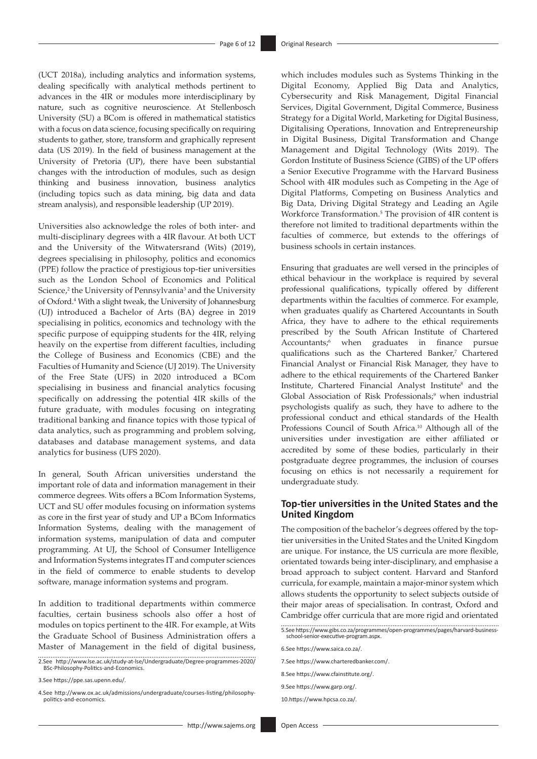(UCT 2018a), including analytics and information systems, dealing specifically with analytical methods pertinent to advances in the 4IR or modules more interdisciplinary by nature, such as cognitive neuroscience. At Stellenbosch University (SU) a BCom is offered in mathematical statistics with a focus on data science, focusing specifically on requiring students to gather, store, transform and graphically represent data (US 2019). In the field of business management at the University of Pretoria (UP), there have been substantial changes with the introduction of modules, such as design thinking and business innovation, business analytics (including topics such as data mining, big data and data stream analysis), and responsible leadership (UP 2019).

Universities also acknowledge the roles of both inter- and multi-disciplinary degrees with a 4IR flavour. At both UCT and the University of the Witwatersrand (Wits) (2019), degrees specialising in philosophy, politics and economics (PPE) follow the practice of prestigious top-tier universities such as the London School of Economics and Political Science,[2] the University of Pennsylvania[3] and the University of Oxford.[4] With a slight tweak, the University of Johannesburg (UJ) introduced a Bachelor of Arts (BA) degree in 2019 specialising in politics, economics and technology with the specific purpose of equipping students for the 4IR, relying heavily on the expertise from different faculties, including the College of Business and Economics (CBE) and the Faculties of Humanity and Science (UJ 2019). The University of the Free State (UFS) in 2020 introduced a BCom specialising in business and financial analytics focusing specifically on addressing the potential 4IR skills of the future graduate, with modules focusing on integrating traditional banking and finance topics with those typical of data analytics, such as programming and problem solving, databases and database management systems, and data analytics for business (UFS 2020).

In general, South African universities understand the important role of data and information management in their commerce degrees. Wits offers a BCom Information Systems, UCT and SU offer modules focusing on information systems as core in the first year of study and UP a BCom Informatics Information Systems, dealing with the management of information systems, manipulation of data and computer programming. At UJ, the School of Consumer Intelligence and Information Systems integrates IT and computer sciences in the field of commerce to enable students to develop software, manage information systems and program.

In addition to traditional departments within commerce faculties, certain business schools also offer a host of modules on topics pertinent to the 4IR. For example, at Wits the Graduate School of Business Administration offers a Master of Management in the field of digital business, which includes modules such as Systems Thinking in the Digital Economy, Applied Big Data and Analytics, Cybersecurity and Risk Management, Digital Financial Services, Digital Government, Digital Commerce, Business Strategy for a Digital World, Marketing for Digital Business, Digitalising Operations, Innovation and Entrepreneurship in Digital Business, Digital Transformation and Change Management and Digital Technology (Wits 2019). The Gordon Institute of Business Science (GIBS) of the UP offers a Senior Executive Programme with the Harvard Business School with 4IR modules such as Competing in the Age of Digital Platforms, Competing on Business Analytics and Big Data, Driving Digital Strategy and Leading an Agile Workforce Transformation.[5] The provision of 4IR content is therefore not limited to traditional departments within the faculties of commerce, but extends to the offerings of business schools in certain instances.

Ensuring that graduates are well versed in the principles of ethical behaviour in the workplace is required by several professional qualifications, typically offered by different departments within the faculties of commerce. For example, when graduates qualify as Chartered Accountants in South Africa, they have to adhere to the ethical requirements prescribed by the South African Institute of Chartered Accountants;[6] when graduates in finance pursue qualifications such as the Chartered Banker,[7] Chartered Financial Analyst or Financial Risk Manager, they have to adhere to the ethical requirements of the Chartered Banker Institute, Chartered Financial Analyst Institute[8] and the Global Association of Risk Professionals;[9] when industrial psychologists qualify as such, they have to adhere to the professional conduct and ethical standards of the Health Professions Council of South Africa.[10] Although all of the universities under investigation are either affiliated or accredited by some of these bodies, particularly in their postgraduate degree programmes, the inclusion of courses focusing on ethics is not necessarily a requirement for undergraduate study.

## Top-tier universities in the United States and the United Kingdom

The composition of the bachelor's degrees offered by the top-tier universities in the United States and the United Kingdom are unique. For instance, the US curricula are more flexible, orientated towards being inter-disciplinary, and emphasise a broad approach to subject content. Harvard and Stanford curricula, for example, maintain a major-minor system which allows students the opportunity to select subjects outside of their major areas of specialisation. In contrast, Oxford and Cambridge offer curricula that are more rigid and orientated

---

2. See http://www.lse.ac.uk/study-at-lse/Undergraduate/Degree-programmes-2020/BSc-Philosophy-Politics-and-Economics.

3. See https://ppe.sas.upenn.edu/.

4. See http://www.ox.ac.uk/admissions/undergraduate/courses-listing/philosophy-politics-and-economics.

5. See https://www.gibs.co.za/programmes/open-programmes/pages/harvard-business-school-senior-executive-program.aspx.

6. See https://www.saica.co.za/.

7. See https://www.charteredbanker.com/.

8. See https://www.cfainstitute.org/.

9. See https://www.garp.org/.

10. https://www.hpcsa.co.za/.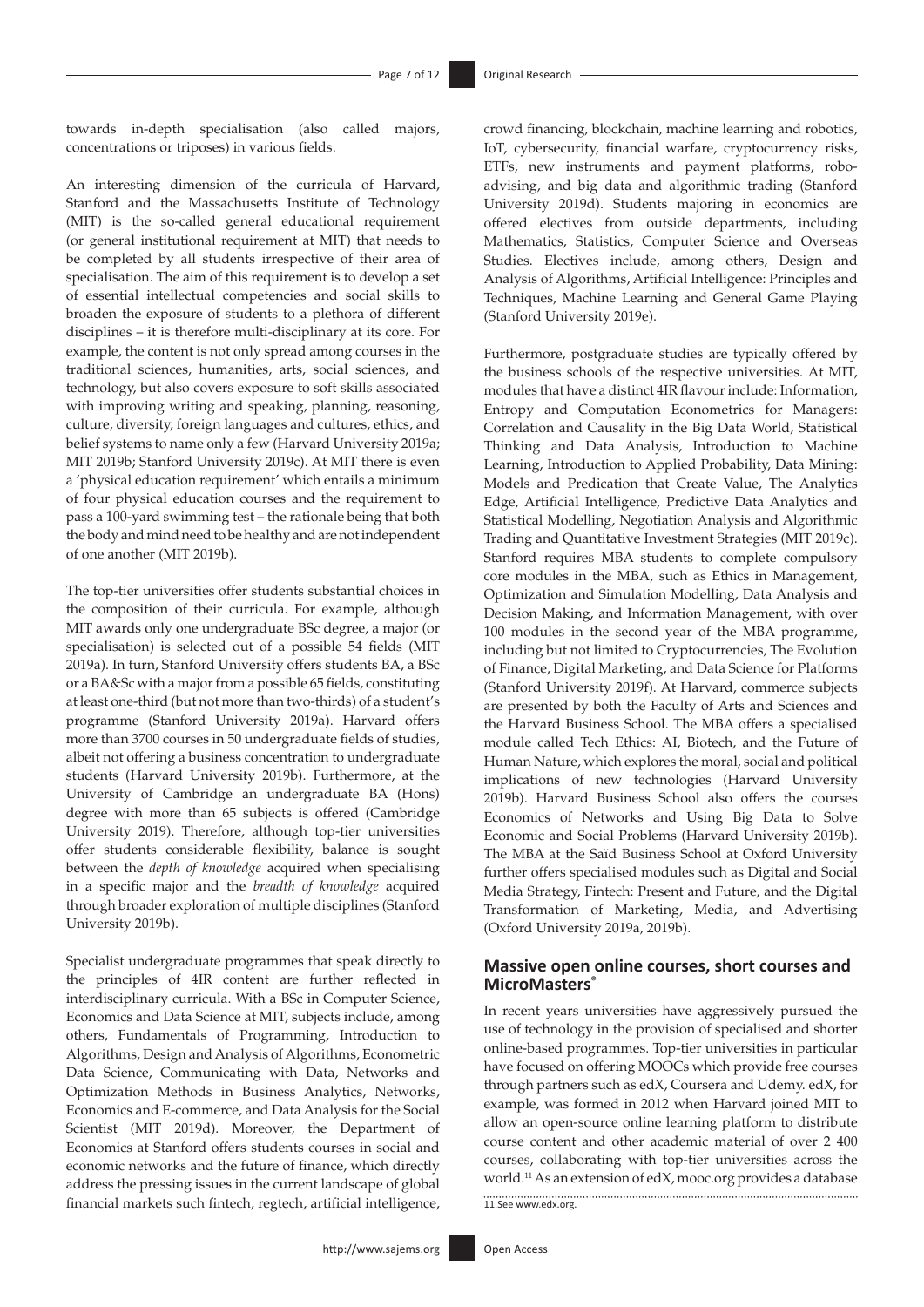towards in-depth specialisation (also called majors, concentrations or triposes) in various fields.

An interesting dimension of the curricula of Harvard, Stanford and the Massachusetts Institute of Technology (MIT) is the so-called general educational requirement (or general institutional requirement at MIT) that needs to be completed by all students irrespective of their area of specialisation. The aim of this requirement is to develop a set of essential intellectual competencies and social skills to broaden the exposure of students to a plethora of different disciplines – it is therefore multi-disciplinary at its core. For example, the content is not only spread among courses in the traditional sciences, humanities, arts, social sciences, and technology, but also covers exposure to soft skills associated with improving writing and speaking, planning, reasoning, culture, diversity, foreign languages and cultures, ethics, and belief systems to name only a few (Harvard University 2019a; MIT 2019b; Stanford University 2019c). At MIT there is even a 'physical education requirement' which entails a minimum of four physical education courses and the requirement to pass a 100-yard swimming test – the rationale being that both the body and mind need to be healthy and are not independent of one another (MIT 2019b).

The top-tier universities offer students substantial choices in the composition of their curricula. For example, although MIT awards only one undergraduate BSc degree, a major (or specialisation) is selected out of a possible 54 fields (MIT 2019a). In turn, Stanford University offers students BA, a BSc or a BA&Sc with a major from a possible 65 fields, constituting at least one-third (but not more than two-thirds) of a student's programme (Stanford University 2019a). Harvard offers more than 3700 courses in 50 undergraduate fields of studies, albeit not offering a business concentration to undergraduate students (Harvard University 2019b). Furthermore, at the University of Cambridge an undergraduate BA (Hons) degree with more than 65 subjects is offered (Cambridge University 2019). Therefore, although top-tier universities offer students considerable flexibility, balance is sought between the *depth of knowledge* acquired when specialising in a specific major and the *breadth of knowledge* acquired through broader exploration of multiple disciplines (Stanford University 2019b).

Specialist undergraduate programmes that speak directly to the principles of 4IR content are further reflected in interdisciplinary curricula. With a BSc in Computer Science, Economics and Data Science at MIT, subjects include, among others, Fundamentals of Programming, Introduction to Algorithms, Design and Analysis of Algorithms, Econometric Data Science, Communicating with Data, Networks and Optimization Methods in Business Analytics, Networks, Economics and E-commerce, and Data Analysis for the Social Scientist (MIT 2019d). Moreover, the Department of Economics at Stanford offers students courses in social and economic networks and the future of finance, which directly address the pressing issues in the current landscape of global financial markets such fintech, regtech, artificial intelligence, crowd financing, blockchain, machine learning and robotics, IoT, cybersecurity, financial warfare, cryptocurrency risks, ETFs, new instruments and payment platforms, robo-advising, and big data and algorithmic trading (Stanford University 2019d). Students majoring in economics are offered electives from outside departments, including Mathematics, Statistics, Computer Science and Overseas Studies. Electives include, among others, Design and Analysis of Algorithms, Artificial Intelligence: Principles and Techniques, Machine Learning and General Game Playing (Stanford University 2019e).

Furthermore, postgraduate studies are typically offered by the business schools of the respective universities. At MIT, modules that have a distinct 4IR flavour include: Information, Entropy and Computation Econometrics for Managers: Correlation and Causality in the Big Data World, Statistical Thinking and Data Analysis, Introduction to Machine Learning, Introduction to Applied Probability, Data Mining: Models and Predication that Create Value, The Analytics Edge, Artificial Intelligence, Predictive Data Analytics and Statistical Modelling, Negotiation Analysis and Algorithmic Trading and Quantitative Investment Strategies (MIT 2019c). Stanford requires MBA students to complete compulsory core modules in the MBA, such as Ethics in Management, Optimization and Simulation Modelling, Data Analysis and Decision Making, and Information Management, with over 100 modules in the second year of the MBA programme, including but not limited to Cryptocurrencies, The Evolution of Finance, Digital Marketing, and Data Science for Platforms (Stanford University 2019f). At Harvard, commerce subjects are presented by both the Faculty of Arts and Sciences and the Harvard Business School. The MBA offers a specialised module called Tech Ethics: AI, Biotech, and the Future of Human Nature, which explores the moral, social and political implications of new technologies (Harvard University 2019b). Harvard Business School also offers the courses Economics of Networks and Using Big Data to Solve Economic and Social Problems (Harvard University 2019b). The MBA at the Saïd Business School at Oxford University further offers specialised modules such as Digital and Social Media Strategy, Fintech: Present and Future, and the Digital Transformation of Marketing, Media, and Advertising (Oxford University 2019a, 2019b).

## Massive open online courses, short courses and MicroMasters®

In recent years universities have aggressively pursued the use of technology in the provision of specialised and shorter online-based programmes. Top-tier universities in particular have focused on offering MOOCs which provide free courses through partners such as edX, Coursera and Udemy. edX, for example, was formed in 2012 when Harvard joined MIT to allow an open-source online learning platform to distribute course content and other academic material of over 2 400 courses, collaborating with top-tier universities across the world.[11] As an extension of edX, mooc.org provides a database

11. See www.edx.org.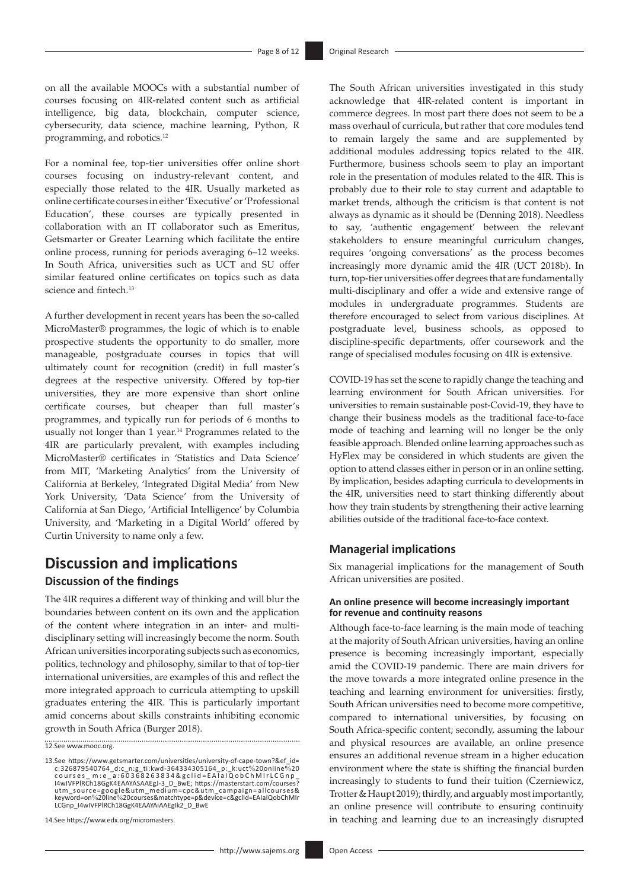on all the available MOOCs with a substantial number of courses focusing on 4IR-related content such as artificial intelligence, big data, blockchain, computer science, cybersecurity, data science, machine learning, Python, R programming, and robotics.[12]

For a nominal fee, top-tier universities offer online short courses focusing on industry-relevant content, and especially those related to the 4IR. Usually marketed as online certificate courses in either 'Executive' or 'Professional Education', these courses are typically presented in collaboration with an IT collaborator such as Emeritus, Getsmarter or Greater Learning which facilitate the entire online process, running for periods averaging 6–12 weeks. In South Africa, universities such as UCT and SU offer similar featured online certificates on topics such as data science and fintech.[13]

A further development in recent years has been the so-called MicroMaster® programmes, the logic of which is to enable prospective students the opportunity to do smaller, more manageable, postgraduate courses in topics that will ultimately count for recognition (credit) in full master's degrees at the respective university. Offered by top-tier universities, they are more expensive than short online certificate courses, but cheaper than full master's programmes, and typically run for periods of 6 months to usually not longer than 1 year.[14] Programmes related to the 4IR are particularly prevalent, with examples including MicroMaster® certificates in 'Statistics and Data Science' from MIT, 'Marketing Analytics' from the University of California at Berkeley, 'Integrated Digital Media' from New York University, 'Data Science' from the University of California at San Diego, 'Artificial Intelligence' by Columbia University, and 'Marketing in a Digital World' offered by Curtin University to name only a few.

## Discussion and implications

### Discussion of the findings

The 4IR requires a different way of thinking and will blur the boundaries between content on its own and the application of the content where integration in an inter- and multi-disciplinary setting will increasingly become the norm. South African universities incorporating subjects such as economics, politics, technology and philosophy, similar to that of top-tier international universities, are examples of this and reflect the more integrated approach to curricula attempting to upskill graduates entering the 4IR. This is particularly important amid concerns about skills constraints inhibiting economic growth in South Africa (Burger 2018).

The South African universities investigated in this study acknowledge that 4IR-related content is important in commerce degrees. In most part there does not seem to be a mass overhaul of curricula, but rather that core modules tend to remain largely the same and are supplemented by additional modules addressing topics related to the 4IR. Furthermore, business schools seem to play an important role in the presentation of modules related to the 4IR. This is probably due to their role to stay current and adaptable to market trends, although the criticism is that content is not always as dynamic as it should be (Denning 2018). Needless to say, 'authentic engagement' between the relevant stakeholders to ensure meaningful curriculum changes, requires 'ongoing conversations' as the process becomes increasingly more dynamic amid the 4IR (UCT 2018b). In turn, top-tier universities offer degrees that are fundamentally multi-disciplinary and offer a wide and extensive range of modules in undergraduate programmes. Students are therefore encouraged to select from various disciplines. At postgraduate level, business schools, as opposed to discipline-specific departments, offer coursework and the range of specialised modules focusing on 4IR is extensive.

COVID-19 has set the scene to rapidly change the teaching and learning environment for South African universities. For universities to remain sustainable post-Covid-19, they have to change their business models as the traditional face-to-face mode of teaching and learning will no longer be the only feasible approach. Blended online learning approaches such as HyFlex may be considered in which students are given the option to attend classes either in person or in an online setting. By implication, besides adapting curricula to developments in the 4IR, universities need to start thinking differently about how they train students by strengthening their active learning abilities outside of the traditional face-to-face context.

### Managerial implications

Six managerial implications for the management of South African universities are posited.

#### An online presence will become increasingly important for revenue and continuity reasons

Although face-to-face learning is the main mode of teaching at the majority of South African universities, having an online presence is becoming increasingly important, especially amid the COVID-19 pandemic. There are main drivers for the move towards a more integrated online presence in the teaching and learning environment for universities: firstly, South African universities need to become more competitive, compared to international universities, by focusing on South Africa-specific content; secondly, assuming the labour and physical resources are available, an online presence ensures an additional revenue stream in a higher education environment where the state is shifting the financial burden increasingly to students to fund their tuition (Czerniewicz, Trotter & Haupt 2019); thirdly, and arguably most importantly, an online presence will contribute to ensuring continuity in teaching and learning due to an increasingly disrupted

12. See www.mooc.org.

13. See https://www.getsmarter.com/universities/university-of-cape-town?&ef_id=c:326879540764_d:c_n:g_ti:kwd-364334305164_p:_k:uct%20online%20courses_m:e_a:60368263834&gclid=EAIaIQobChMIrLCGnp_I4wIVFPlRCh18GgK4EAAYASAAEgJ-3_D_BwE; https://masterstart.com/courses?utm_source=google&utm_medium=cpc&utm_campaign=allcourses&keyword=on%20line%20courses&matchtype=p&device=c&gclid=EAIaIQobChMIrLCGnp_I4wIVFPlRCh18GgK4EAAYAiAAEgIk2_D_BwE

14. See https://www.edx.org/micromasters.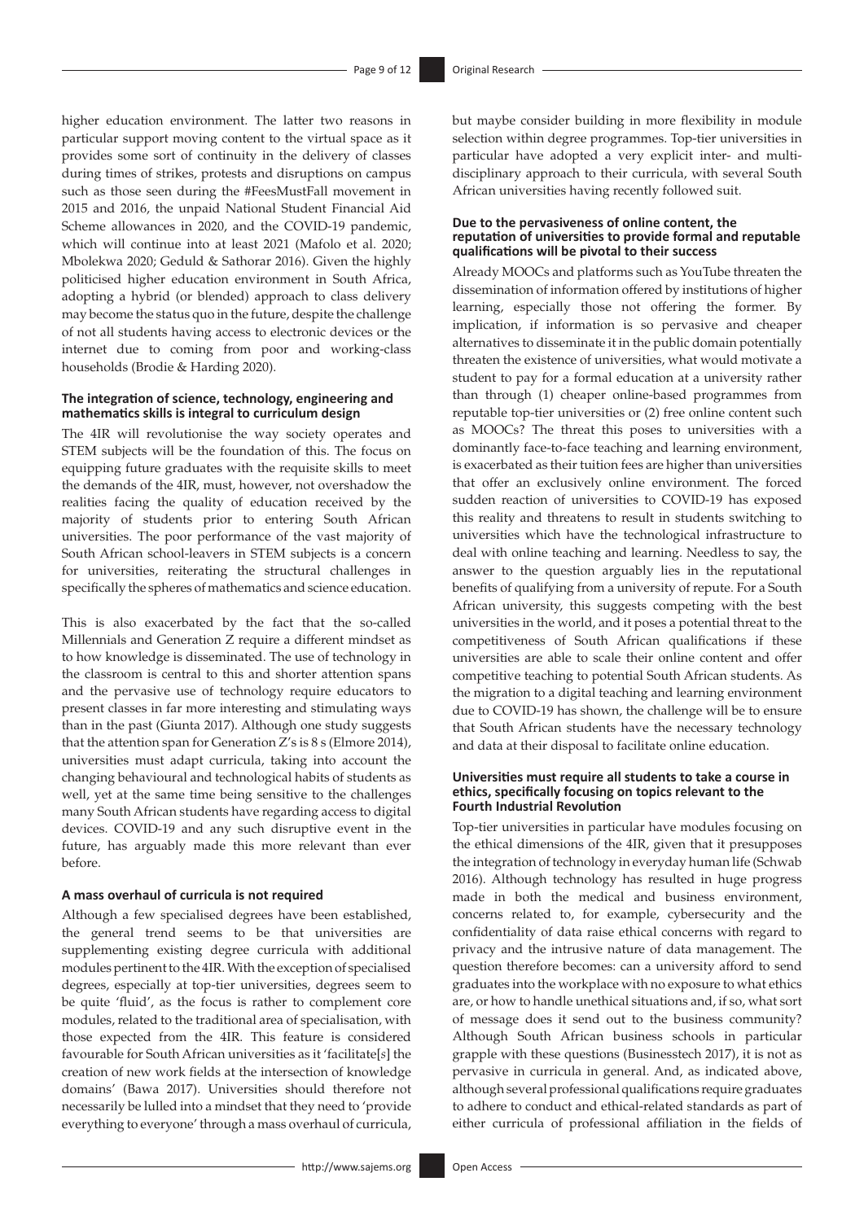higher education environment. The latter two reasons in particular support moving content to the virtual space as it provides some sort of continuity in the delivery of classes during times of strikes, protests and disruptions on campus such as those seen during the #FeesMustFall movement in 2015 and 2016, the unpaid National Student Financial Aid Scheme allowances in 2020, and the COVID-19 pandemic, which will continue into at least 2021 (Mafolo et al. 2020; Mbolekwa 2020; Geduld & Sathorar 2016). Given the highly politicised higher education environment in South Africa, adopting a hybrid (or blended) approach to class delivery may become the status quo in the future, despite the challenge of not all students having access to electronic devices or the internet due to coming from poor and working-class households (Brodie & Harding 2020).

#### The integration of science, technology, engineering and mathematics skills is integral to curriculum design

The 4IR will revolutionise the way society operates and STEM subjects will be the foundation of this. The focus on equipping future graduates with the requisite skills to meet the demands of the 4IR, must, however, not overshadow the realities facing the quality of education received by the majority of students prior to entering South African universities. The poor performance of the vast majority of South African school-leavers in STEM subjects is a concern for universities, reiterating the structural challenges in specifically the spheres of mathematics and science education.

This is also exacerbated by the fact that the so-called Millennials and Generation Z require a different mindset as to how knowledge is disseminated. The use of technology in the classroom is central to this and shorter attention spans and the pervasive use of technology require educators to present classes in far more interesting and stimulating ways than in the past (Giunta 2017). Although one study suggests that the attention span for Generation Z's is 8 s (Elmore 2014), universities must adapt curricula, taking into account the changing behavioural and technological habits of students as well, yet at the same time being sensitive to the challenges many South African students have regarding access to digital devices. COVID-19 and any such disruptive event in the future, has arguably made this more relevant than ever before.

#### A mass overhaul of curricula is not required

Although a few specialised degrees have been established, the general trend seems to be that universities are supplementing existing degree curricula with additional modules pertinent to the 4IR. With the exception of specialised degrees, especially at top-tier universities, degrees seem to be quite 'fluid', as the focus is rather to complement core modules, related to the traditional area of specialisation, with those expected from the 4IR. This feature is considered favourable for South African universities as it 'facilitate[*s*] the creation of new work fields at the intersection of knowledge domains' (Bawa 2017). Universities should therefore not necessarily be lulled into a mindset that they need to 'provide everything to everyone' through a mass overhaul of curricula, but maybe consider building in more flexibility in module selection within degree programmes. Top-tier universities in particular have adopted a very explicit inter- and multi-disciplinary approach to their curricula, with several South African universities having recently followed suit.

#### Due to the pervasiveness of online content, the reputation of universities to provide formal and reputable qualifications will be pivotal to their success

Already MOOCs and platforms such as YouTube threaten the dissemination of information offered by institutions of higher learning, especially those not offering the former. By implication, if information is so pervasive and cheaper alternatives to disseminate it in the public domain potentially threaten the existence of universities, what would motivate a student to pay for a formal education at a university rather than through (1) cheaper online-based programmes from reputable top-tier universities or (2) free online content such as MOOCs? The threat this poses to universities with a dominantly face-to-face teaching and learning environment, is exacerbated as their tuition fees are higher than universities that offer an exclusively online environment. The forced sudden reaction of universities to COVID-19 has exposed this reality and threatens to result in students switching to universities which have the technological infrastructure to deal with online teaching and learning. Needless to say, the answer to the question arguably lies in the reputational benefits of qualifying from a university of repute. For a South African university, this suggests competing with the best universities in the world, and it poses a potential threat to the competitiveness of South African qualifications if these universities are able to scale their online content and offer competitive teaching to potential South African students. As the migration to a digital teaching and learning environment due to COVID-19 has shown, the challenge will be to ensure that South African students have the necessary technology and data at their disposal to facilitate online education.

#### Universities must require all students to take a course in ethics, specifically focusing on topics relevant to the Fourth Industrial Revolution

Top-tier universities in particular have modules focusing on the ethical dimensions of the 4IR, given that it presupposes the integration of technology in everyday human life (Schwab 2016). Although technology has resulted in huge progress made in both the medical and business environment, concerns related to, for example, cybersecurity and the confidentiality of data raise ethical concerns with regard to privacy and the intrusive nature of data management. The question therefore becomes: can a university afford to send graduates into the workplace with no exposure to what ethics are, or how to handle unethical situations and, if so, what sort of message does it send out to the business community? Although South African business schools in particular grapple with these questions (Businesstech 2017), it is not as pervasive in curricula in general. And, as indicated above, although several professional qualifications require graduates to adhere to conduct and ethical-related standards as part of either curricula of professional affiliation in the fields of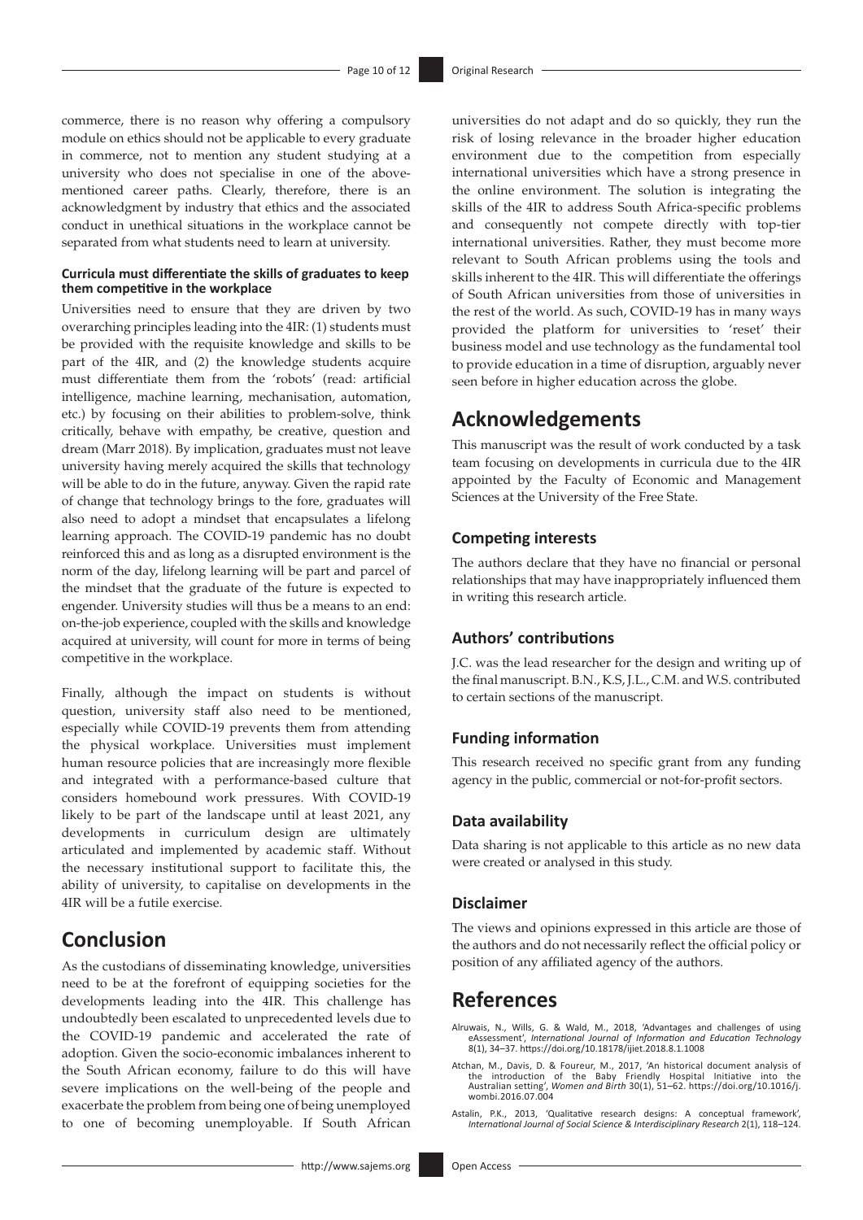commerce, there is no reason why offering a compulsory module on ethics should not be applicable to every graduate in commerce, not to mention any student studying at a university who does not specialise in one of the above-mentioned career paths. Clearly, therefore, there is an acknowledgment by industry that ethics and the associated conduct in unethical situations in the workplace cannot be separated from what students need to learn at university.

#### Curricula must differentiate the skills of graduates to keep them competitive in the workplace

Universities need to ensure that they are driven by two overarching principles leading into the 4IR: (1) students must be provided with the requisite knowledge and skills to be part of the 4IR, and (2) the knowledge students acquire must differentiate them from the 'robots' (read: artificial intelligence, machine learning, mechanisation, automation, etc.) by focusing on their abilities to problem-solve, think critically, behave with empathy, be creative, question and dream (Marr 2018). By implication, graduates must not leave university having merely acquired the skills that technology will be able to do in the future, anyway. Given the rapid rate of change that technology brings to the fore, graduates will also need to adopt a mindset that encapsulates a lifelong learning approach. The COVID-19 pandemic has no doubt reinforced this and as long as a disrupted environment is the norm of the day, lifelong learning will be part and parcel of the mindset that the graduate of the future is expected to engender. University studies will thus be a means to an end: on-the-job experience, coupled with the skills and knowledge acquired at university, will count for more in terms of being competitive in the workplace.

Finally, although the impact on students is without question, university staff also need to be mentioned, especially while COVID-19 prevents them from attending the physical workplace. Universities must implement human resource policies that are increasingly more flexible and integrated with a performance-based culture that considers homebound work pressures. With COVID-19 likely to be part of the landscape until at least 2021, any developments in curriculum design are ultimately articulated and implemented by academic staff. Without the necessary institutional support to facilitate this, the ability of university, to capitalise on developments in the 4IR will be a futile exercise.

## Conclusion

As the custodians of disseminating knowledge, universities need to be at the forefront of equipping societies for the developments leading into the 4IR. This challenge has undoubtedly been escalated to unprecedented levels due to the COVID-19 pandemic and accelerated the rate of adoption. Given the socio-economic imbalances inherent to the South African economy, failure to do this will have severe implications on the well-being of the people and exacerbate the problem from being one of being unemployed to one of becoming unemployable. If South African universities do not adapt and do so quickly, they run the risk of losing relevance in the broader higher education environment due to the competition from especially international universities which have a strong presence in the online environment. The solution is integrating the skills of the 4IR to address South Africa-specific problems and consequently not compete directly with top-tier international universities. Rather, they must become more relevant to South African problems using the tools and skills inherent to the 4IR. This will differentiate the offerings of South African universities from those of universities in the rest of the world. As such, COVID-19 has in many ways provided the platform for universities to 'reset' their business model and use technology as the fundamental tool to provide education in a time of disruption, arguably never seen before in higher education across the globe.

## Acknowledgements

This manuscript was the result of work conducted by a task team focusing on developments in curricula due to the 4IR appointed by the Faculty of Economic and Management Sciences at the University of the Free State.

### Competing interests

The authors declare that they have no financial or personal relationships that may have inappropriately influenced them in writing this research article.

### Authors' contributions

J.C. was the lead researcher for the design and writing up of the final manuscript. B.N., K.S, J.L., C.M. and W.S. contributed to certain sections of the manuscript.

### Funding information

This research received no specific grant from any funding agency in the public, commercial or not-for-profit sectors.

### Data availability

Data sharing is not applicable to this article as no new data were created or analysed in this study.

### Disclaimer

The views and opinions expressed in this article are those of the authors and do not necessarily reflect the official policy or position of any affiliated agency of the authors.

## References

Alruwais, N., Wills, G. & Wald, M., 2018, 'Advantages and challenges of using eAssessment', *International Journal of Information and Education Technology* 8(1), 34–37. https://doi.org/10.18178/ijiet.2018.8.1.1008

Atchan, M., Davis, D. & Foureur, M., 2017, 'An historical document analysis of the introduction of the Baby Friendly Hospital Initiative into the Australian setting', *Women and Birth* 30(1), 51–62. https://doi.org/10.1016/j.wombi.2016.07.004

Astalin, P.K., 2013, 'Qualitative research designs: A conceptual framework', *International Journal of Social Science & Interdisciplinary Research* 2(1), 118–124.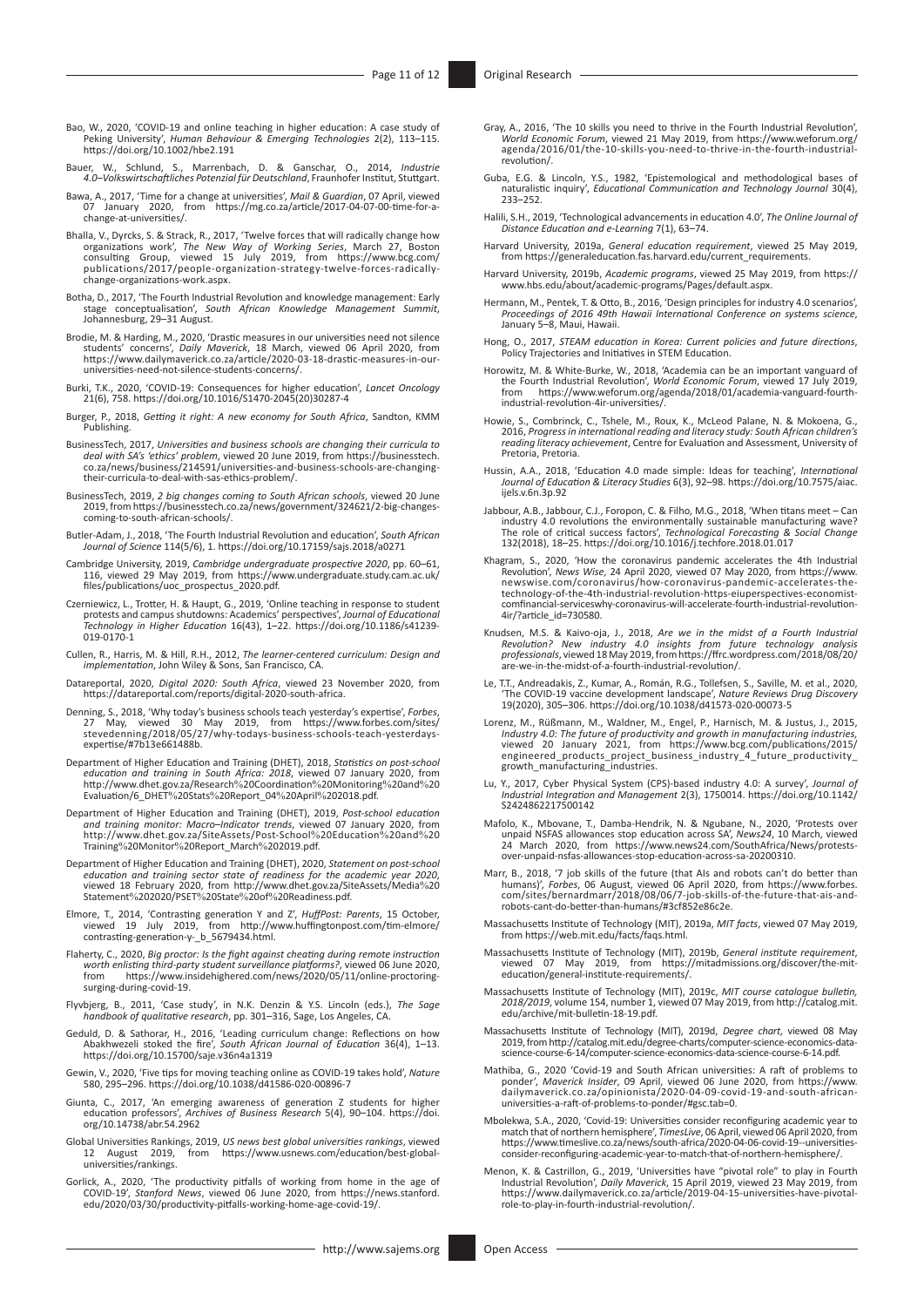Bao, W., 2020, 'COVID-19 and online teaching in higher education: A case study of Peking University', *Human Behaviour & Emerging Technologies* 2(2), 113–115. https://doi.org/10.1002/hbe2.191

Bauer, W., Schlund, S., Marrenbach, D. & Ganschar, O., 2014, *Industrie 4.0–Volkswirtschaftliches Potenzial für Deutschland*, Fraunhofer Institut, Stuttgart.

Bawa, A., 2017, 'Time for a change at universities', *Mail & Guardian*, 07 April, viewed 07 January 2020, from https://mg.co.za/article/2017-04-07-00-time-for-a-change-at-universities/.

Bhalla, V., Dyrcks, S. & Strack, R., 2017, 'Twelve forces that will radically change how organizations work', *The New Way of Working Series*, March 27, Boston consulting Group, viewed 15 July 2019, from https://www.bcg.com/publications/2017/people-organization-strategy-twelve-forces-radically-change-organizations-work.aspx.

Botha, D., 2017, 'The Fourth Industrial Revolution and knowledge management: Early stage conceptualisation', *South African Knowledge Management Summit*, Johannesburg, 29–31 August.

Brodie, M. & Harding, M., 2020, 'Drastic measures in our universities need not silence students' concerns', *Daily Maverick*, 18 March, viewed 06 April 2020, from https://www.dailymaverick.co.za/article/2020-03-18-drastic-measures-in-our-universities-need-not-silence-students-concerns/.

Burki, T.K., 2020, 'COVID-19: Consequences for higher education', *Lancet Oncology* 21(6), 758. https://doi.org/10.1016/S1470-2045(20)30287-4

Burger, P., 2018, *Getting it right: A new economy for South Africa*, Sandton, KMM Publishing.

BusinessTech, 2017, *Universities and business schools are changing their curricula to deal with SA's 'ethics' problem*, viewed 20 June 2019, from https://businesstech.co.za/news/business/214591/universities-and-business-schools-are-changing-their-curricula-to-deal-with-sas-ethics-problem/.

BusinessTech, 2019, *2 big changes coming to South African schools*, viewed 20 June 2019, from https://businesstech.co.za/news/government/324621/2-big-changes-coming-to-south-african-schools/.

Butler-Adam, J., 2018, 'The Fourth Industrial Revolution and education', *South African Journal of Science* 114(5/6), 1. https://doi.org/10.17159/sajs.2018/a0271

Cambridge University, 2019, *Cambridge undergraduate prospective 2020*, pp. 60–61, 116, viewed 29 May 2019, from https://www.undergraduate.study.cam.ac.uk/files/publications/uoc_prospectus_2020.pdf.

Czerniewicz, L., Trotter, H. & Haupt, G., 2019, 'Online teaching in response to student protests and campus shutdowns: Academics' perspectives', *Journal of Educational Technology in Higher Education* 16(43), 1–22. https://doi.org/10.1186/s41239-019-0170-1

Cullen, R., Harris, M. & Hill, R.H., 2012, *The learner-centered curriculum: Design and implementation*, John Wiley & Sons, San Francisco, CA.

Datareportal, 2020, *Digital 2020: South Africa*, viewed 23 November 2020, from https://datareportal.com/reports/digital-2020-south-africa.

Denning, S., 2018, 'Why today's business schools teach yesterday's expertise', *Forbes*, 27 May, viewed 30 May 2019, from https://www.forbes.com/sites/stevedenning/2018/05/27/why-todays-business-schools-teach-yesterdays-expertise/#7b13e661488b.

Department of Higher Education and Training (DHET), 2018, *Statistics on post-school education and training in South Africa: 2018*, viewed 07 January 2020, from http://www.dhet.gov.za/Research%20Coordination%20Monitoring%20and%20Evaluation/6_DHET%20Stats%20Report_04%20April%202018.pdf.

Department of Higher Education and Training (DHET), 2019, *Post-school education and training monitor: Macro–Indicator trends*, viewed 07 January 2020, from http://www.dhet.gov.za/SiteAssets/Post-School%20Education%20and%20Training%20Monitor%20Report_March%202019.pdf.

Department of Higher Education and Training (DHET), 2020, *Statement on post-school education and training sector state of readiness for the academic year 2020*, viewed 18 February 2020, from http://www.dhet.gov.za/SiteAssets/Media%20Statement%202020/PSET%20State%20of%20Readiness.pdf.

Elmore, T., 2014, 'Contrasting generation Y and Z', *HuffPost: Parents*, 15 October, viewed 19 July 2019, from http://www.huffingtonpost.com/tim-elmore/contrasting-generation-y-_b_5679434.html.

Flaherty, C., 2020, *Big proctor: Is the fight against cheating during remote instruction worth enlisting third-party student surveillance platforms?*, viewed 06 June 2020, from https://www.insidehighered.com/news/2020/05/11/online-proctoring-surging-during-covid-19.

Flyvbjerg, B., 2011, 'Case study', in N.K. Denzin & Y.S. Lincoln (eds.), *The Sage handbook of qualitative research*, pp. 301–316, Sage, Los Angeles, CA.

Geduld, D. & Sathorar, H., 2016, 'Leading curriculum change: Reflections on how Abakhwezeli stoked the fire', *South African Journal of Education* 36(4), 1–13. https://doi.org/10.15700/saje.v36n4a1319

Gewin, V., 2020, 'Five tips for moving teaching online as COVID-19 takes hold', *Nature* 580, 295–296. https://doi.org/10.1038/d41586-020-00896-7

Giunta, C., 2017, 'An emerging awareness of generation Z students for higher education professors', *Archives of Business Research* 5(4), 90–104. https://doi.org/10.14738/abr.54.2962

Global Universities Rankings, 2019, *US news best global universities rankings*, viewed 12 August 2019, from https://www.usnews.com/education/best-global-universities/rankings.

Gorlick, A., 2020, 'The productivity pitfalls of working from home in the age of COVID-19', *Stanford News*, viewed 06 June 2020, from https://news.stanford.edu/2020/03/30/productivity-pitfalls-working-home-age-covid-19/.

Gray, A., 2016, 'The 10 skills you need to thrive in the Fourth Industrial Revolution', *World Economic Forum*, viewed 21 May 2019, from https://www.weforum.org/agenda/2016/01/the-10-skills-you-need-to-thrive-in-the-fourth-industrial-revolution/.

Guba, E.G. & Lincoln, Y.S., 1982, 'Epistemological and methodological bases of naturalistic inquiry', *Educational Communication and Technology Journal* 30(4), 233–252.

Halili, S.H., 2019, 'Technological advancements in education 4.0', *The Online Journal of Distance Education and e-Learning* 7(1), 63–74.

Harvard University, 2019a, *General education requirement*, viewed 25 May 2019, from https://generaleducation.fas.harvard.edu/current_requirements.

Harvard University, 2019b, *Academic programs*, viewed 25 May 2019, from https://www.hbs.edu/about/academic-programs/Pages/default.aspx.

Hermann, M., Pentek, T. & Otto, B., 2016, 'Design principles for industry 4.0 scenarios', *Proceedings of 2016 49th Hawaii International Conference on systems science*, January 5–8, Maui, Hawaii.

Hong, O., 2017, *STEAM education in Korea: Current policies and future directions*, Policy Trajectories and Initiatives in STEM Education.

Horowitz, M. & White-Burke, W., 2018, 'Academia can be an important vanguard of the Fourth Industrial Revolution', *World Economic Forum*, viewed 17 July 2019, from https://www.weforum.org/agenda/2018/01/academia-vanguard-fourth-industrial-revolution-4ir-universities/.

Howie, S., Combrinck, C., Tshele, M., Roux, K., McLeod Palane, N. & Mokoena, G., 2016, *Progress in international reading and literacy study: South African children's reading literacy achievement*, Centre for Evaluation and Assessment, University of Pretoria, Pretoria.

Hussin, A.A., 2018, 'Education 4.0 made simple: Ideas for teaching', *International Journal of Education & Literacy Studies* 6(3), 92–98. https://doi.org/10.7575/aiac.ijels.v.6n.3p.92

Jabbour, A.B., Jabbour, C.J., Foropon, C. & Filho, M.G., 2018, 'When titans meet – Can industry 4.0 revolutions the environmentally sustainable manufacturing wave? The role of critical success factors', *Technological Forecasting & Social Change* 132(2018), 18–25. https://doi.org/10.1016/j.techfore.2018.01.017

Khagram, S., 2020, 'How the coronavirus pandemic accelerates the 4th Industrial Revolution', *News Wise*, 24 April 2020, viewed 07 May 2020, from https://www.newswise.com/coronavirus/how-coronavirus-pandemic-accelerates-the-technology-of-the-4th-industrial-revolution-https-eiuperspectives-economist-comfinancial-serviceswhy-coronavirus-will-accelerate-fourth-industrial-revolution-4ir/?article_id=730580.

Knudsen, M.S. & Kaivo-oja, J., 2018, *Are we in the midst of a Fourth Industrial Revolution? New industry 4.0 insights from future technology analysis professionals*, viewed 18 May 2019, from https://ffrc.wordpress.com/2018/08/20/are-we-in-the-midst-of-a-fourth-industrial-revolution/.

Le, T.T., Andreadakis, Z., Kumar, A., Román, R.G., Tollefsen, S., Saville, M. et al., 2020, 'The COVID-19 vaccine development landscape', *Nature Reviews Drug Discovery* 19(2020), 305–306. https://doi.org/10.1038/d41573-020-00073-5

Lorenz, M., Rüßmann, M., Waldner, M., Engel, P., Harnisch, M. & Justus, J., 2015, *Industry 4.0: The future of productivity and growth in manufacturing industries*, viewed 20 January 2021, from https://www.bcg.com/publications/2015/engineered_products_project_business_industry_4_future_productivity_growth_manufacturing_industries.

Lu, Y., 2017, Cyber Physical System (CPS)-based industry 4.0: A survey', *Journal of Industrial Integration and Management* 2(3), 1750014. https://doi.org/10.1142/S2424862217500142

Mafolo, K., Mbovane, T., Damba-Hendrik, N. & Ngubane, N., 2020, 'Protests over unpaid NSFAS allowances stop education across SA', *News24*, 10 March, viewed 24 March 2020, from https://www.news24.com/SouthAfrica/News/protests-over-unpaid-nsfas-allowances-stop-education-across-sa-20200310.

Marr, B., 2018, '7 job skills of the future (that AIs and robots can't do better than humans)', *Forbes*, 06 August, viewed 06 April 2020, from https://www.forbes.com/sites/bernardmarr/2018/08/06/7-job-skills-of-the-future-that-ais-and-robots-cant-do-better-than-humans/#3cf852e86c2e.

Massachusetts Institute of Technology (MIT), 2019a, *MIT facts*, viewed 07 May 2019, from https://web.mit.edu/facts/faqs.html.

Massachusetts Institute of Technology (MIT), 2019b, *General institute requirement*, viewed 07 May 2019, from https://mitadmissions.org/discover/the-mit-education/general-institute-requirements/.

Massachusetts Institute of Technology (MIT), 2019c, *MIT course catalogue bulletin, 2018/2019*, volume 154, number 1, viewed 07 May 2019, from http://catalog.mit.edu/archive/mit-bulletin-18-19.pdf.

Massachusetts Institute of Technology (MIT), 2019d, *Degree chart*, viewed 08 May 2019, from http://catalog.mit.edu/degree-charts/computer-science-economics-data-science-course-6-14/computer-science-economics-data-science-course-6-14.pdf.

Mathiba, G., 2020, 'Covid-19 and South African universities: A raft of problems to ponder', *Maverick Insider*, 09 April, viewed 06 June 2020, from https://www.dailymaverick.co.za/opinionista/2020-04-09-covid-19-and-south-african-universities-a-raft-of-problems-to-ponder/#gsc.tab=0.

Mbolekwa, S.A., 2020, 'Covid-19: Universities consider reconfiguring academic year to match that of northern hemisphere', *TimesLive*, 06 April, viewed 06 April 2020, from https://www.timeslive.co.za/news/south-africa/2020-04-06-covid-19--universities-consider-reconfiguring-academic-year-to-match-that-of-northern-hemisphere/.

Menon, K. & Castrillon, G., 2019, 'Universities have "pivotal role" to play in Fourth Industrial Revolution', *Daily Maverick*, 15 April 2019, viewed 23 May 2019, from https://www.dailymaverick.co.za/article/2019-04-15-universities-have-pivotal-role-to-play-in-fourth-industrial-revolution/.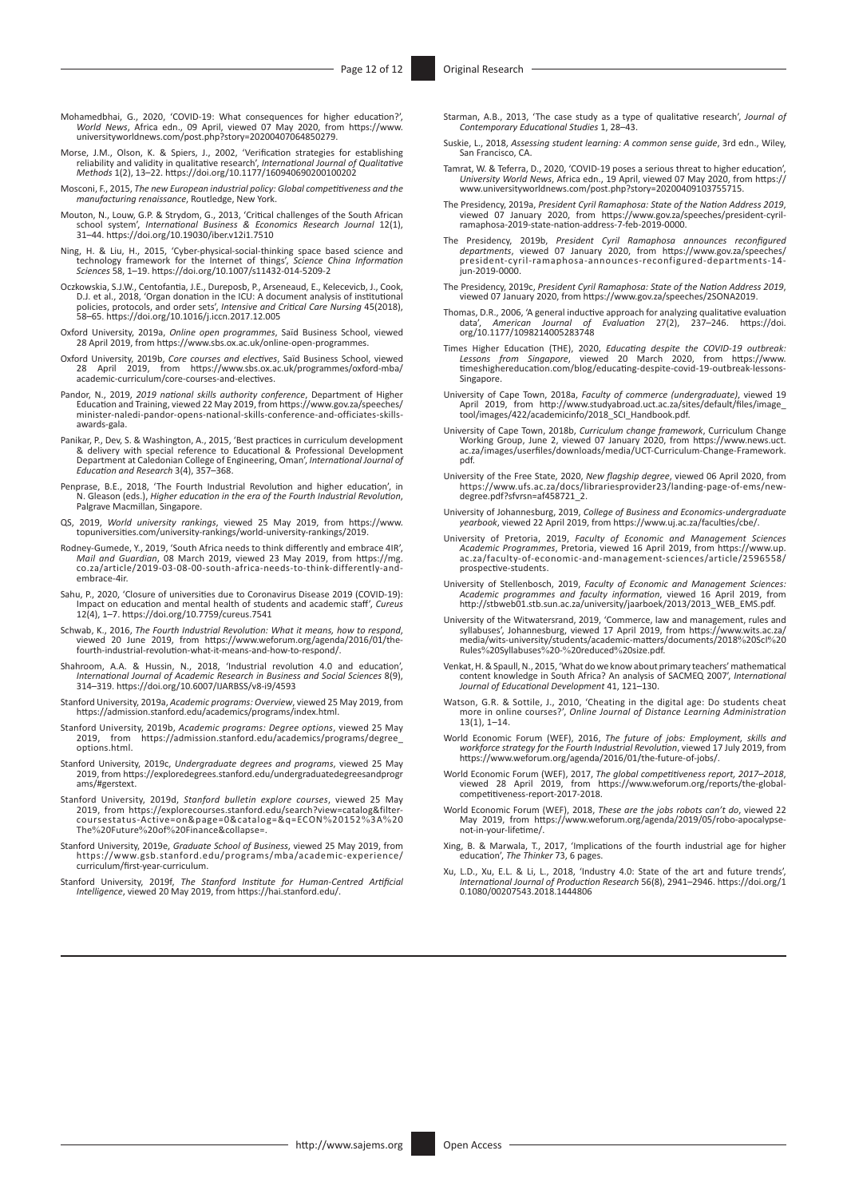Mohamedbhai, G., 2020, 'COVID-19: What consequences for higher education?', *World News*, Africa edn., 09 April, viewed 07 May 2020, from https://www.universityworldnews.com/post.php?story=20200407064850279.

Morse, J.M., Olson, K. & Spiers, J., 2002, 'Verification strategies for establishing reliability and validity in qualitative research', *International Journal of Qualitative Methods* 1(2), 13–22. https://doi.org/10.1177/160940690200100202

Mosconi, F., 2015, *The new European industrial policy: Global competitiveness and the manufacturing renaissance*, Routledge, New York.

Mouton, N., Louw, G.P. & Strydom, G., 2013, 'Critical challenges of the South African school system', *International Business & Economics Research Journal* 12(1), 31–44. https://doi.org/10.19030/iber.v12i1.7510

Ning, H. & Liu, H., 2015, 'Cyber-physical-social-thinking space based science and technology framework for the Internet of things', *Science China Information Sciences* 58, 1–19. https://doi.org/10.1007/s11432-014-5209-2

Oczkowska, S.J.W., Centofantia, J.E., Durepos, P., Arseneaud, E., Kelecevicb, J., Cook, D.J. et al., 2018, 'Organ donation in the ICU: A document analysis of institutional policies, protocols, and order sets', *Intensive and Critical Care Nursing* 45(2018), 58–65. https://doi.org/10.1016/j.iccn.2017.12.005

Oxford University, 2019a, *Online open programmes*, Saïd Business School, viewed 28 April 2019, from https://www.sbs.ox.ac.uk/online-open-programmes.

Oxford University, 2019b, *Core courses and electives*, Saïd Business School, viewed 28 April 2019, from https://www.sbs.ox.ac.uk/programmes/oxford-mba/academic-curriculum/core-courses-and-electives.

Pandor, N., 2019, *2019 national skills authority conference*, Department of Higher Education and Training, viewed 22 May 2019, from https://www.gov.za/speeches/minister-naledi-pandor-opens-national-skills-conference-and-officiates-skills-awards-gala.

Panikar, P., Dev, S. & Washington, A., 2015, 'Best practices in curriculum development & delivery with special reference to Educational & Professional Development Department at Caledonian College of Engineering, Oman', *International Journal of Education and Research* 3(4), 357–368.

Penprase, B.E., 2018, 'The Fourth Industrial Revolution and higher education', in N. Gleason (eds.), *Higher education in the era of the Fourth Industrial Revolution*, Palgrave Macmillan, Singapore.

QS, 2019, *World university rankings*, viewed 25 May 2019, from https://www.topuniversities.com/university-rankings/world-university-rankings/2019.

Rodney-Gumede, Y., 2019, 'South Africa needs to think differently and embrace 4IR', *Mail and Guardian*, 08 March 2019, viewed 23 May 2019, from https://mg.co.za/article/2019-03-08-00-south-africa-needs-to-think-differently-and-embrace-4ir.

Sahu, P., 2020, 'Closure of universities due to Coronavirus Disease 2019 (COVID-19): Impact on education and mental health of students and academic staff', *Cureus* 12(4), 1–7. https://doi.org/10.7759/cureus.7541

Schwab, K., 2016, *The Fourth Industrial Revolution: What it means, how to respond*, viewed 20 June 2019, from https://www.weforum.org/agenda/2016/01/the-fourth-industrial-revolution-what-it-means-and-how-to-respond/.

Shahroom, A.A. & Hussin, N., 2018, 'Industrial revolution 4.0 and education', *International Journal of Academic Research in Business and Social Sciences* 8(9), 314–319. https://doi.org/10.6007/IJARBSS/v8-i9/4593

Stanford University, 2019a, *Academic programs: Overview*, viewed 25 May 2019, from https://admission.stanford.edu/academics/programs/index.html.

Stanford University, 2019b, *Academic programs: Degree options*, viewed 25 May 2019, from https://admission.stanford.edu/academics/programs/degree_options.html.

Stanford University, 2019c, *Undergraduate degrees and programs*, viewed 25 May 2019, from https://exploredegrees.stanford.edu/undergraduatedegreesandprograms/#gerstext.

Stanford University, 2019d, *Stanford bulletin explore courses*, viewed 25 May 2019, from https://explorecourses.stanford.edu/search?view=catalog&filter-coursestatus-Active=on&page=0&catalog=&q=ECON%20152%3A%20The%20Future%20of%20Finance&collapse=.

Stanford University, 2019e, *Graduate School of Business*, viewed 25 May 2019, from https://www.gsb.stanford.edu/programs/mba/academic-experience/curriculum/first-year-curriculum.

Stanford University, 2019f, *The Stanford Institute for Human-Centred Artificial Intelligence*, viewed 20 May 2019, from https://hai.stanford.edu/.

Starman, A.B., 2013, 'The case study as a type of qualitative research', *Journal of Contemporary Educational Studies* 1, 28–43.

Suskie, L., 2018, *Assessing student learning: A common sense guide*, 3rd edn., Wiley, San Francisco, CA.

Tamrat, W. & Teferra, D., 2020, 'COVID-19 poses a serious threat to higher education', *University World News*, Africa edn., 19 April, viewed 07 May 2020, from https://www.universityworldnews.com/post.php?story=20200409103755715.

The Presidency, 2019a, *President Cyril Ramaphosa: State of the Nation Address 2019*, viewed 07 January 2020, from https://www.gov.za/speeches/president-cyril-ramaphosa-2019-state-nation-address-7-feb-2019-0000.

The Presidency, 2019b, *President Cyril Ramaphosa announces reconfigured departments*, viewed 07 January 2020, from https://www.gov.za/speeches/president-cyril-ramaphosa-announces-reconfigured-departments-14-jun-2019-0000.

The Presidency, 2019c, *President Cyril Ramaphosa: State of the Nation Address 2019*, viewed 07 January 2020, from https://www.gov.za/speeches/2SONA2019.

Thomas, D.R., 2006, 'A general inductive approach for analyzing qualitative evaluation data', *American Journal of Evaluation* 27(2), 237–246. https://doi.org/10.1177/1098214005283748

Times Higher Education (THE), 2020, *Educating despite the COVID-19 outbreak: Lessons from Singapore*, viewed 20 March 2020, from https://www.timeshighereducation.com/blog/educating-despite-covid-19-outbreak-lessons-Singapore.

University of Cape Town, 2018a, *Faculty of commerce (undergraduate)*, viewed 19 April 2019, from http://www.studyabroad.uct.ac.za/sites/default/files/image_tool/images/422/academicinfo/2018_SCI_Handbook.pdf.

University of Cape Town, 2018b, *Curriculum change framework*, Curriculum Change Working Group, June 2, viewed 07 January 2020, from https://www.news.uct.ac.za/images/userfiles/downloads/media/UCT-Curriculum-Change-Framework.pdf.

University of the Free State, 2020, *New flagship degree*, viewed 06 April 2020, from https://www.ufs.ac.za/docs/librariesprovider23/landing-page-of-ems/new-degree.pdf?sfvrsn=af458721_2.

University of Johannesburg, 2019, *College of Business and Economics-undergraduate yearbook*, viewed 22 April 2019, from https://www.uj.ac.za/faculties/cbe/.

University of Pretoria, 2019, *Faculty of Economic and Management Sciences Academic Programmes*, Pretoria, viewed 16 April 2019, from https://www.up.ac.za/faculty-of-economic-and-management-sciences/article/2596558/prospective-students.

University of Stellenbosch, 2019, *Faculty of Economic and Management Sciences: Academic programmes and faculty information*, viewed 16 April 2019, from http://stbweb01.stb.sun.ac.za/university/jaarboek/2013/2013_WEB_EMS.pdf.

University of the Witwatersrand, 2019, 'Commerce, law and management, rules and syllabuses', Johannesburg, viewed 17 April 2019, from https://www.wits.ac.za/media/wits-university/students/academic-matters/documents/2018%20Scl%20Rules%20Syllabuses%20-%20reduced%20size.pdf.

Venkat, H. & Spaull, N., 2015, 'What do we know about primary teachers' mathematical content knowledge in South Africa? An analysis of SACMEQ 2007', *International Journal of Educational Development* 41, 121–130.

Watson, G.R. & Sottile, J., 2010, 'Cheating in the digital age: Do students cheat more in online courses?', *Online Journal of Distance Learning Administration* 13(1), 1–14.

World Economic Forum (WEF), 2016, *The future of jobs: Employment, skills and workforce strategy for the Fourth Industrial Revolution*, viewed 17 July 2019, from https://www.weforum.org/agenda/2016/01/the-future-of-jobs/.

World Economic Forum (WEF), 2017, *The global competitiveness report, 2017–2018*, viewed 28 April 2019, from https://www.weforum.org/reports/the-global-competitiveness-report-2017-2018.

World Economic Forum (WEF), 2018, *These are the jobs robots can't do*, viewed 22 May 2019, from https://www.weforum.org/agenda/2019/05/robo-apocalypse-not-in-your-lifetime/.

Xing, B. & Marwala, T., 2017, 'Implications of the fourth industrial age for higher education', *The Thinker* 73, 6 pages.

Xu, L.D., Xu, E.L. & Li, L., 2018, 'Industry 4.0: State of the art and future trends', *International Journal of Production Research* 56(8), 2941–2946. https://doi.org/10.1080/00207543.2018.1444806